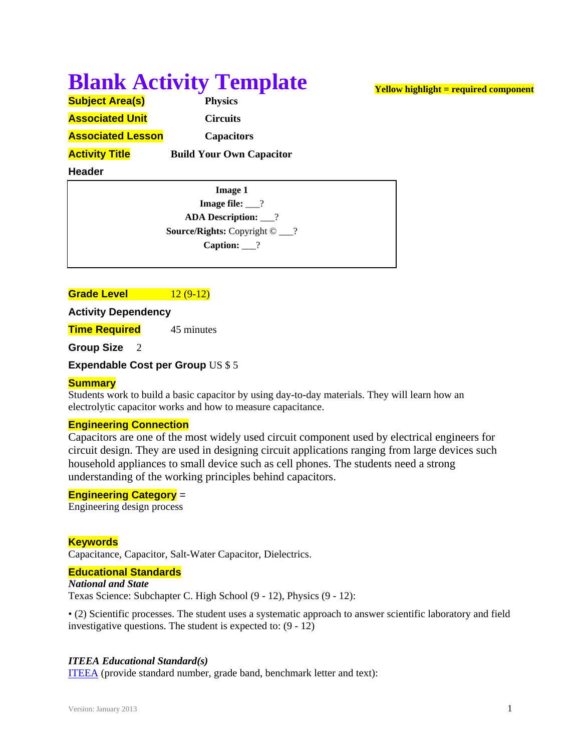# Blank Activity Template

**Yellow highlight = required component**

**Subject Area(s)** Physics

**Associated Unit** Circuits

**Associated Lesson** Capacitors

**Activity Title** Build Your Own Capacitor

**Header**

**Image 1**
**Image file:** ___?
**ADA Description:** ___?
**Source/Rights:** Copyright © ___?
**Caption:** ___?

**Grade Level** 12 (9-12)

**Activity Dependency**

**Time Required** 45 minutes

**Group Size** 2

**Expendable Cost per Group** US $ 5

**Summary**
Students work to build a basic capacitor by using day-to-day materials. They will learn how an electrolytic capacitor works and how to measure capacitance.

**Engineering Connection**
Capacitors are one of the most widely used circuit component used by electrical engineers for circuit design. They are used in designing circuit applications ranging from large devices such household appliances to small device such as cell phones. The students need a strong understanding of the working principles behind capacitors.

**Engineering Category** =
Engineering design process

**Keywords**
Capacitance, Capacitor, Salt-Water Capacitor, Dielectrics.

**Educational Standards**
***National and State***
Texas Science: Subchapter C. High School (9 - 12), Physics (9 - 12):

• (2) Scientific processes. The student uses a systematic approach to answer scientific laboratory and field investigative questions. The student is expected to: (9 - 12)

***ITEEA Educational Standard(s)***
ITEEA (provide standard number, grade band, benchmark letter and text):

Version: January 2013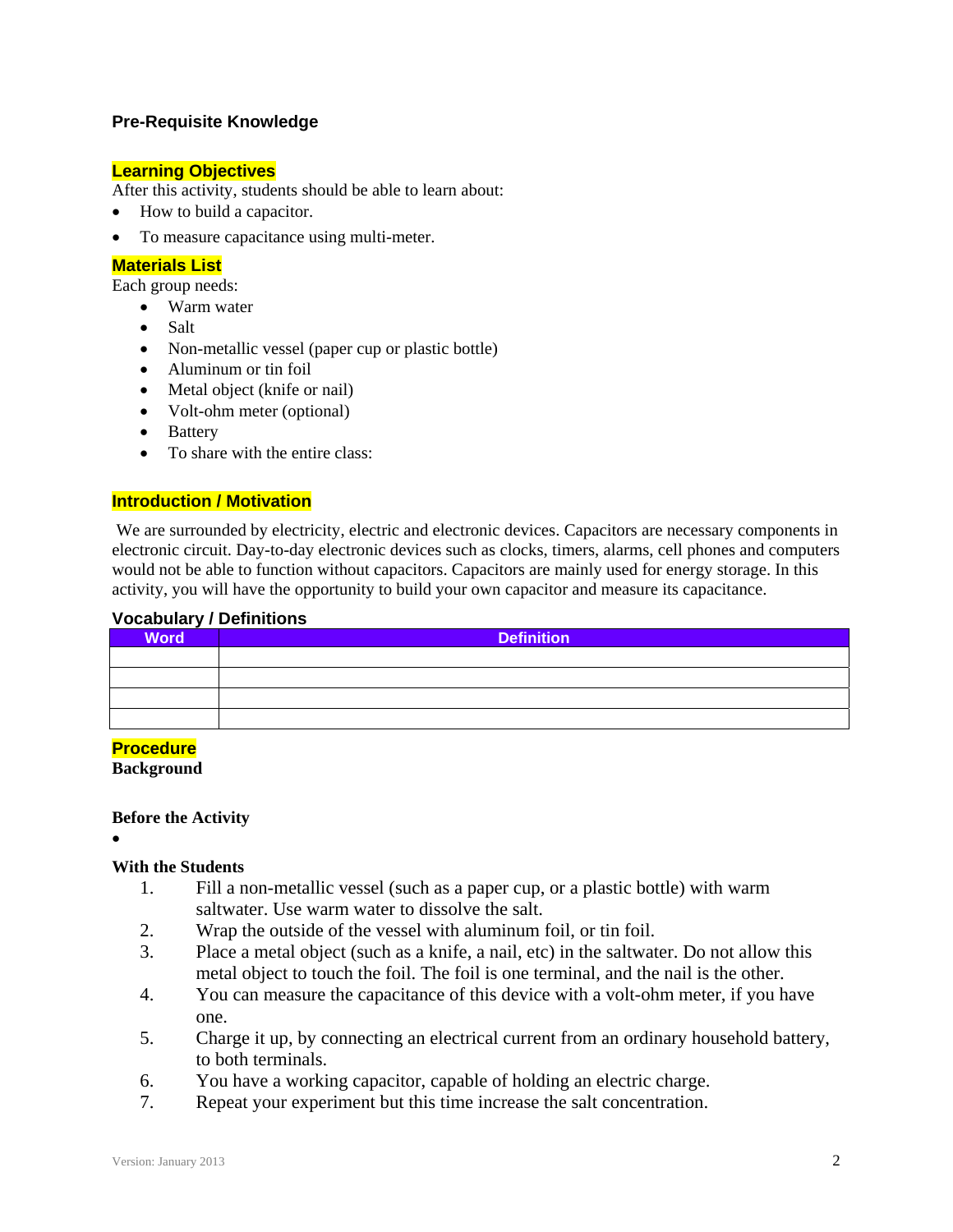## Pre-Requisite Knowledge

## Learning Objectives

After this activity, students should be able to learn about:

- How to build a capacitor.
- To measure capacitance using multi-meter.

## Materials List

Each group needs:

- Warm water
- Salt
- Non-metallic vessel (paper cup or plastic bottle)
- Aluminum or tin foil
- Metal object (knife or nail)
- Volt-ohm meter (optional)
- Battery
- To share with the entire class:

## Introduction / Motivation

We are surrounded by electricity, electric and electronic devices. Capacitors are necessary components in electronic circuit. Day-to-day electronic devices such as clocks, timers, alarms, cell phones and computers would not be able to function without capacitors. Capacitors are mainly used for energy storage. In this activity, you will have the opportunity to build your own capacitor and measure its capacitance.

### Vocabulary / Definitions

| Word | Definition |
|---|---|
| | |
| | |
| | |
| | |

## Procedure

**Background**

**Before the Activity**

- 

**With the Students**

1. Fill a non-metallic vessel (such as a paper cup, or a plastic bottle) with warm saltwater. Use warm water to dissolve the salt.
2. Wrap the outside of the vessel with aluminum foil, or tin foil.
3. Place a metal object (such as a knife, a nail, etc) in the saltwater. Do not allow this metal object to touch the foil. The foil is one terminal, and the nail is the other.
4. You can measure the capacitance of this device with a volt-ohm meter, if you have one.
5. Charge it up, by connecting an electrical current from an ordinary household battery, to both terminals.
6. You have a working capacitor, capable of holding an electric charge.
7. Repeat your experiment but this time increase the salt concentration.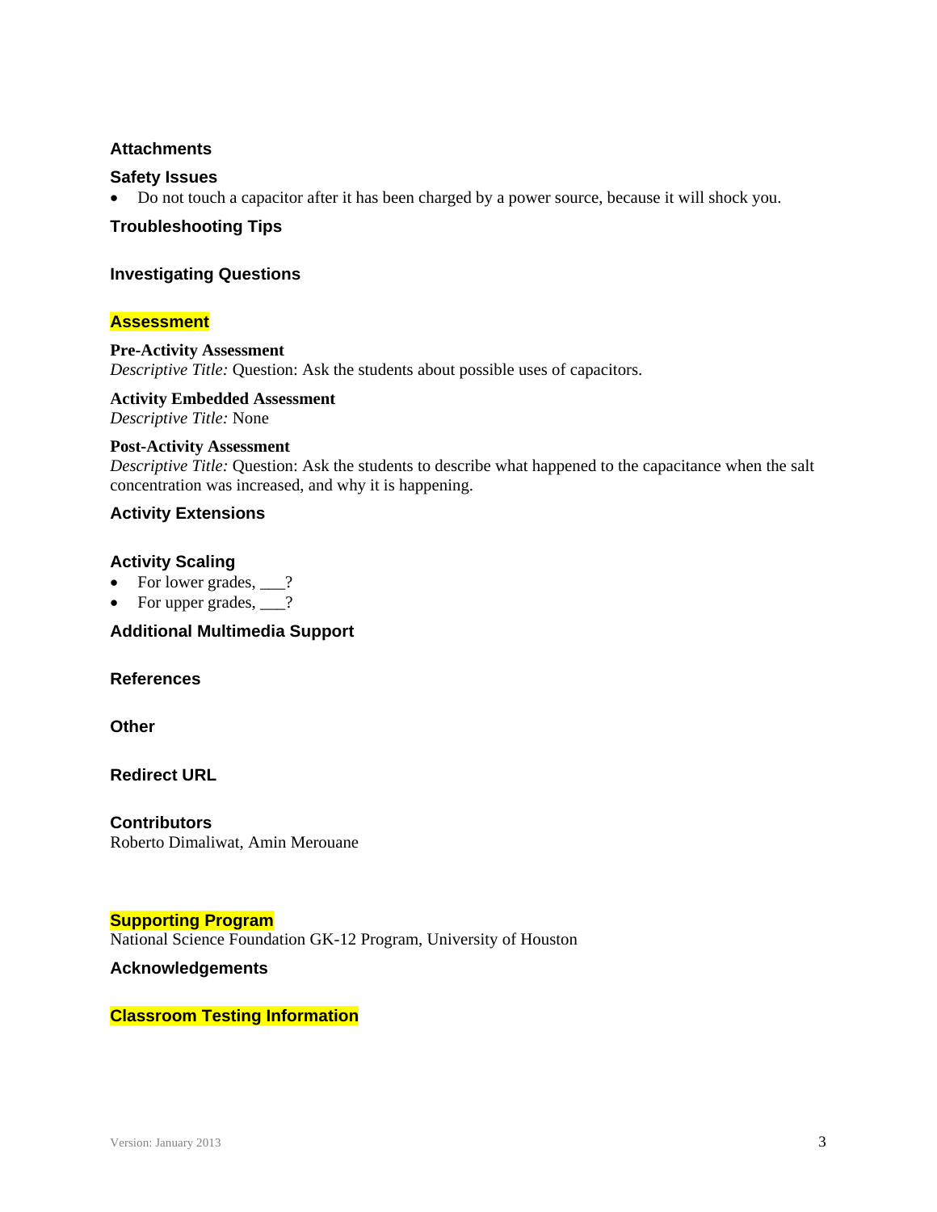## Attachments

## Safety Issues

- Do not touch a capacitor after it has been charged by a power source, because it will shock you.

## Troubleshooting Tips

## Investigating Questions

## Assessment

**Pre-Activity Assessment**
*Descriptive Title:* Question: Ask the students about possible uses of capacitors.

**Activity Embedded Assessment**
*Descriptive Title:* None

**Post-Activity Assessment**
*Descriptive Title:* Question: Ask the students to describe what happened to the capacitance when the salt concentration was increased, and why it is happening.

## Activity Extensions

## Activity Scaling

- For lower grades, ___?
- For upper grades, ___?

## Additional Multimedia Support

## References

## Other

## Redirect URL

## Contributors

Roberto Dimaliwat, Amin Merouane

## Supporting Program

National Science Foundation GK-12 Program, University of Houston

## Acknowledgements

## Classroom Testing Information

Version: January 2013